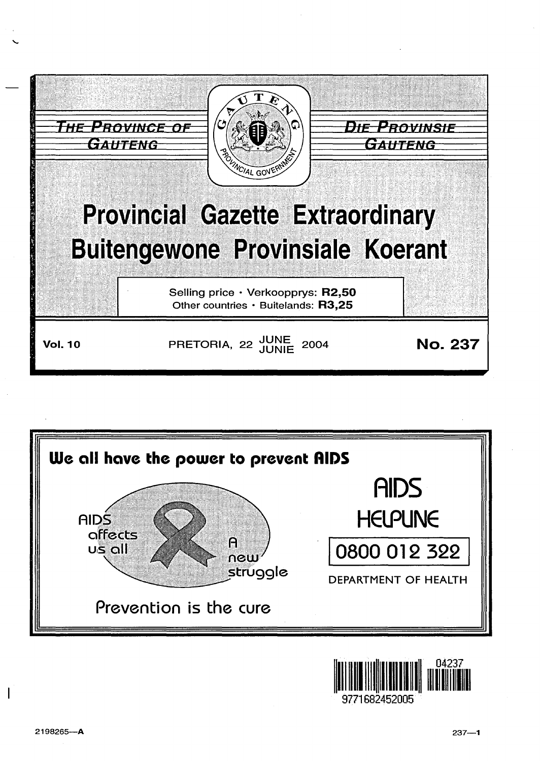THE PROVINCE OF GAUTENG

DIE PROVINSIE GAUTENG

# Provincial Gazette Extraordinary
# Buitengewone Provinsiale Koerant

Selling price · Verkoopprys: **R2,50**
Other countries · Buitelands: **R3,25**

**Vol. 10** PRETORIA, 22 JUNE JUNIE 2004 **No. 237**

**We all have the power to prevent AIDS**

AIDS affects us all

A new struggle

Prevention is the cure

AIDS HELPLINE

0800 012 322

DEPARTMENT OF HEALTH

9771682452005 04237

2198265—A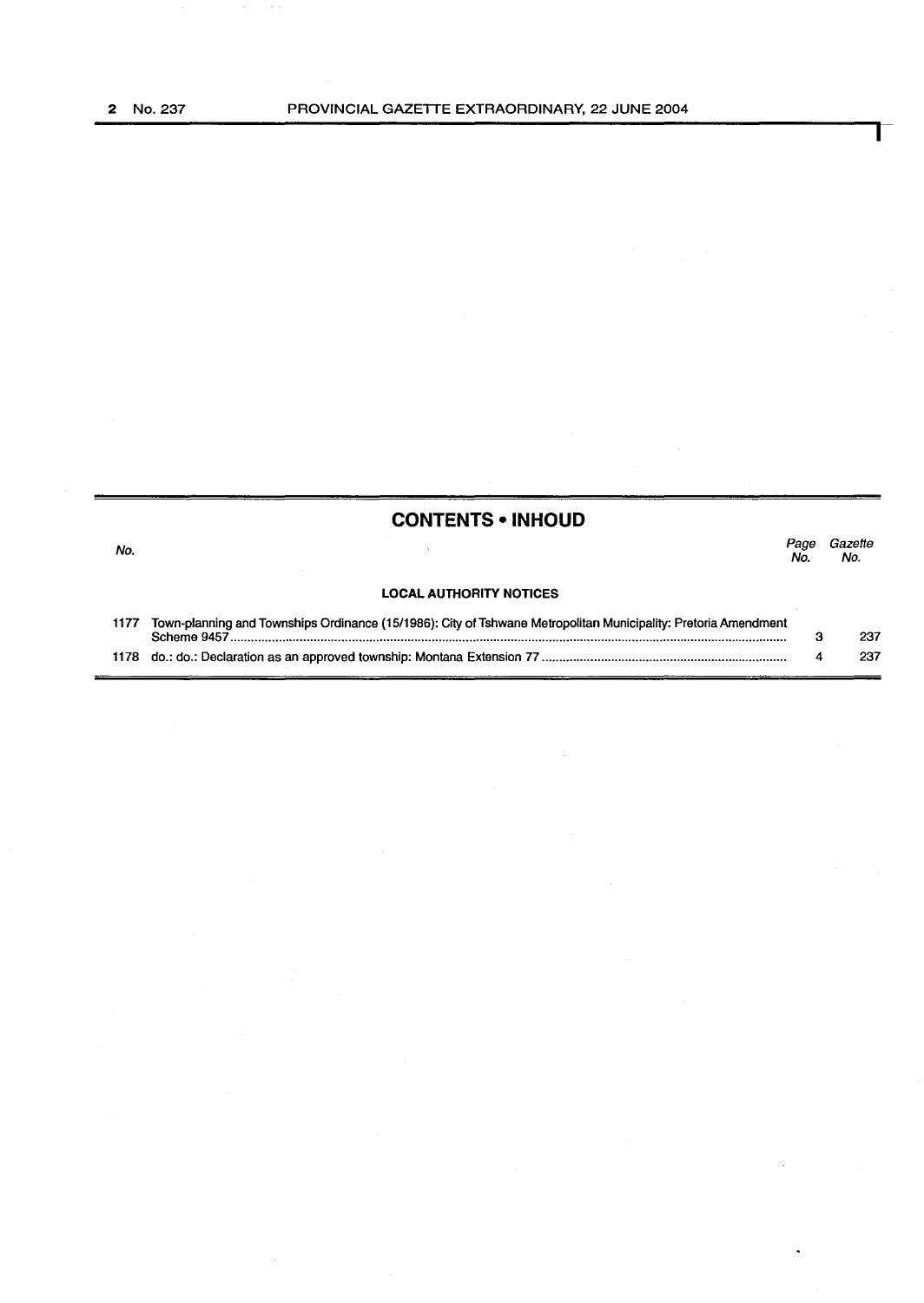## CONTENTS • INHOUD

| No. | | Page No. | Gazette No. |
|---|---|---|---|
| | **LOCAL AUTHORITY NOTICES** | | |
| 1177 | Town-planning and Townships Ordinance (15/1986): City of Tshwane Metropolitan Municipality: Pretoria Amendment Scheme 9457 | 3 | 237 |
| 1178 | do.: do.: Declaration as an approved township: Montana Extension 77 | 4 | 237 |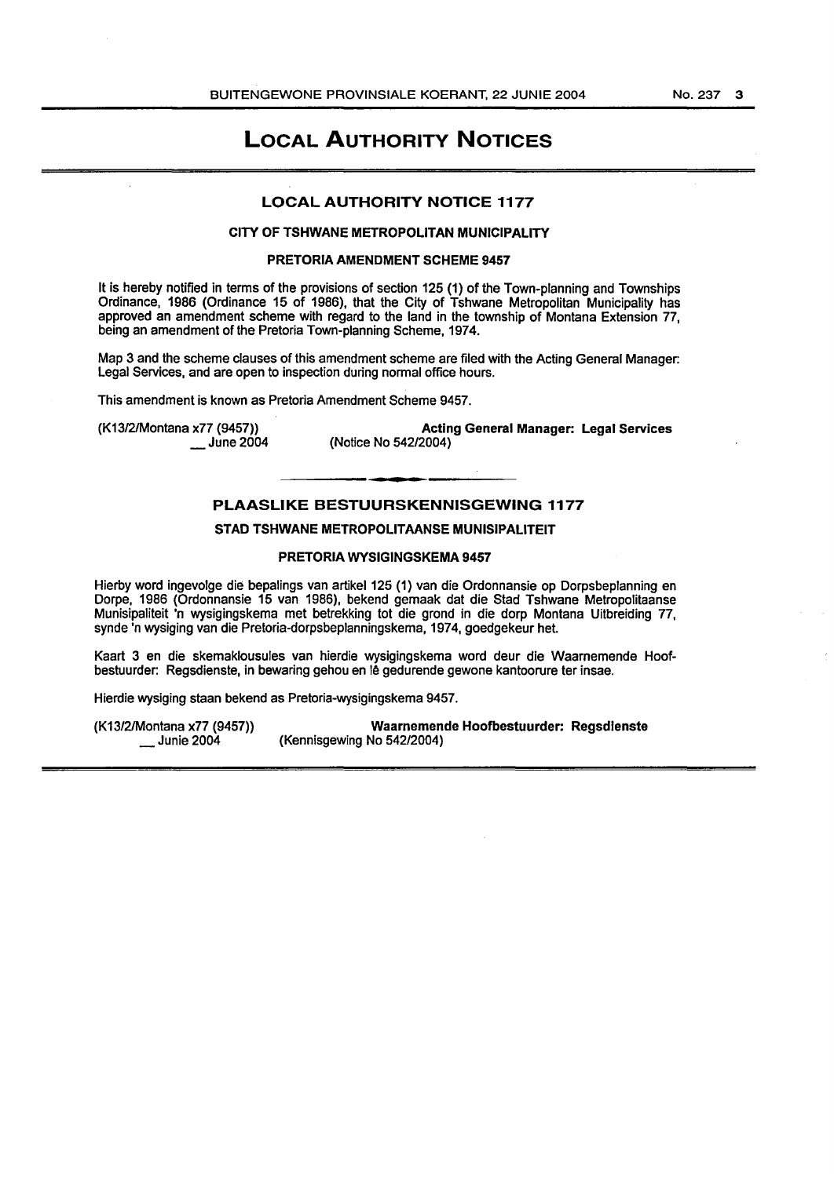# LOCAL AUTHORITY NOTICES

## LOCAL AUTHORITY NOTICE 1177

### CITY OF TSHWANE METROPOLITAN MUNICIPALITY

### PRETORIA AMENDMENT SCHEME 9457

It is hereby notified in terms of the provisions of section 125 (1) of the Town-planning and Townships Ordinance, 1986 (Ordinance 15 of 1986), that the City of Tshwane Metropolitan Municipality has approved an amendment scheme with regard to the land in the township of Montana Extension 77, being an amendment of the Pretoria Town-planning Scheme, 1974.

Map 3 and the scheme clauses of this amendment scheme are filed with the Acting General Manager: Legal Services, and are open to inspection during normal office hours.

This amendment is known as Pretoria Amendment Scheme 9457.

(K13/2/Montana x77 (9457))
__ June 2004

**Acting General Manager: Legal Services**
(Notice No 542/2004)

---

## PLAASLIKE BESTUURSKENNISGEWING 1177

### STAD TSHWANE METROPOLITAANSE MUNISIPALITEIT

### PRETORIA WYSIGINGSKEMA 9457

Hierby word ingevolge die bepalings van artikel 125 (1) van die Ordonnansie op Dorpsbeplanning en Dorpe, 1986 (Ordonnansie 15 van 1986), bekend gemaak dat die Stad Tshwane Metropolitaanse Munisipaliteit 'n wysigingskema met betrekking tot die grond in die dorp Montana Uitbreiding 77, synde 'n wysiging van die Pretoria-dorpsbeplanningskema, 1974, goedgekeur het.

Kaart 3 en die skemaklousules van hierdie wysigingskema word deur die Waarnemende Hoofbestuurder: Regsdienste, in bewaring gehou en lê gedurende gewone kantoorure ter insae.

Hierdie wysiging staan bekend as Pretoria-wysigingskema 9457.

(K13/2/Montana x77 (9457))
__ Junie 2004

**Waarnemende Hoofbestuurder: Regsdienste**
(Kennisgewing No 542/2004)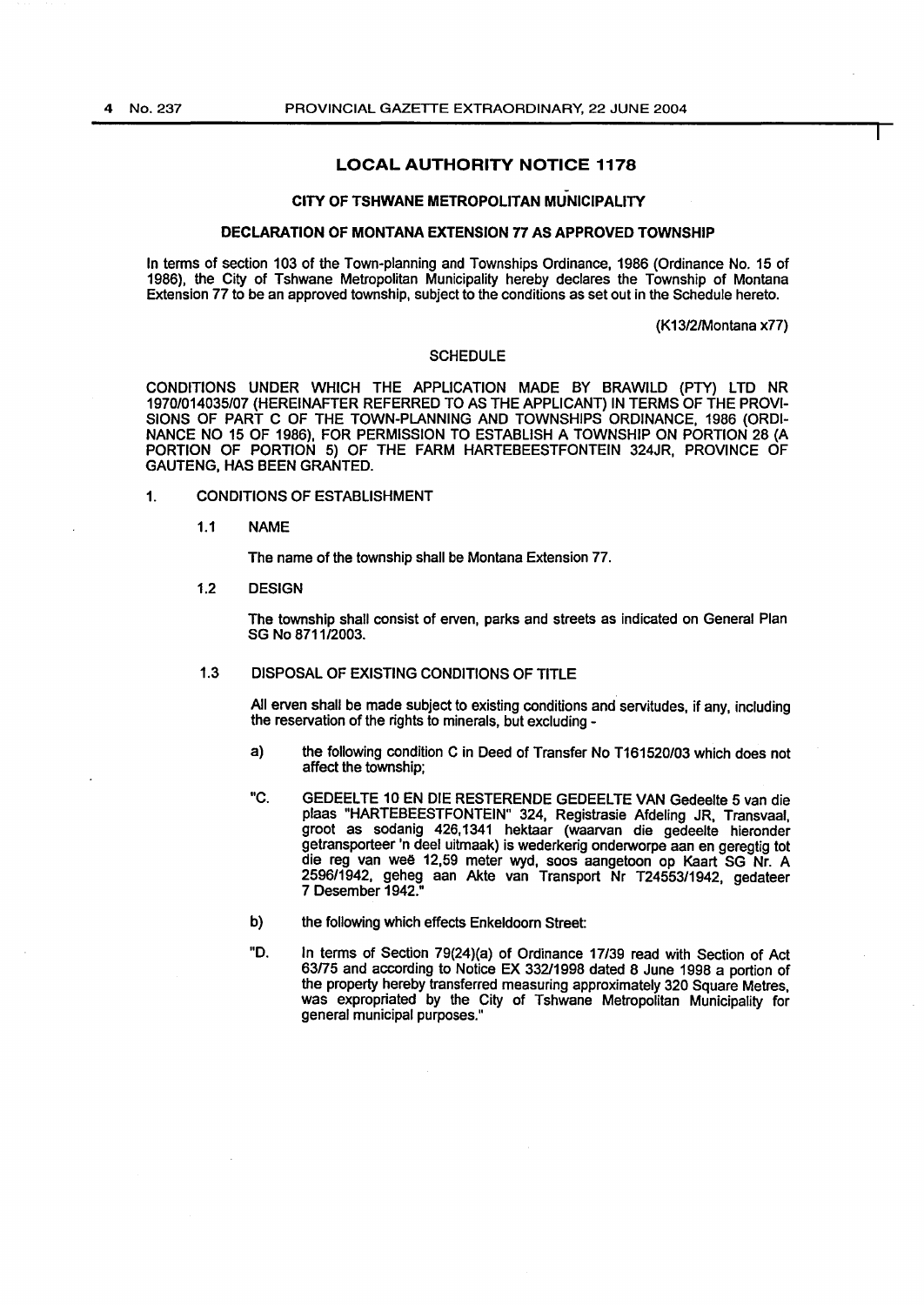## LOCAL AUTHORITY NOTICE 1178

### CITY OF TSHWANE METROPOLITAN MUNICIPALITY

### DECLARATION OF MONTANA EXTENSION 77 AS APPROVED TOWNSHIP

In terms of section 103 of the Town-planning and Townships Ordinance, 1986 (Ordinance No. 15 of 1986), the City of Tshwane Metropolitan Municipality hereby declares the Township of Montana Extension 77 to be an approved township, subject to the conditions as set out in the Schedule hereto.

(K13/2/Montana x77)

### SCHEDULE

CONDITIONS UNDER WHICH THE APPLICATION MADE BY BRAWILD (PTY) LTD NR 1970/014035/07 (HEREINAFTER REFERRED TO AS THE APPLICANT) IN TERMS OF THE PROVISIONS OF PART C OF THE TOWN-PLANNING AND TOWNSHIPS ORDINANCE, 1986 (ORDINANCE NO 15 OF 1986), FOR PERMISSION TO ESTABLISH A TOWNSHIP ON PORTION 28 (A PORTION OF PORTION 5) OF THE FARM HARTEBEESTFONTEIN 324JR, PROVINCE OF GAUTENG, HAS BEEN GRANTED.

1. CONDITIONS OF ESTABLISHMENT

1.1 NAME

The name of the township shall be Montana Extension 77.

1.2 DESIGN

The township shall consist of erven, parks and streets as indicated on General Plan SG No 8711/2003.

1.3 DISPOSAL OF EXISTING CONDITIONS OF TITLE

All erven shall be made subject to existing conditions and servitudes, if any, including the reservation of the rights to minerals, but excluding -

a) the following condition C in Deed of Transfer No T161520/03 which does not affect the township;

"C. GEDEELTE 10 EN DIE RESTERENDE GEDEELTE VAN Gedeelte 5 van die plaas "HARTEBEESTFONTEIN" 324, Registrasie Afdeling JR, Transvaal, groot as sodanig 426,1341 hektaar (waarvan die gedeelte hieronder getransporteer 'n deel uitmaak) is wederkerig onderworpe aan en geregtig tot die reg van weë 12,59 meter wyd, soos aangetoon op Kaart SG Nr. A 2596/1942, geheg aan Akte van Transport Nr T24553/1942, gedateer 7 Desember 1942."

b) the following which effects Enkeldoorn Street:

"D. In terms of Section 79(24)(a) of Ordinance 17/39 read with Section of Act 63/75 and according to Notice EX 332/1998 dated 8 June 1998 a portion of the property hereby transferred measuring approximately 320 Square Metres, was expropriated by the City of Tshwane Metropolitan Municipality for general municipal purposes."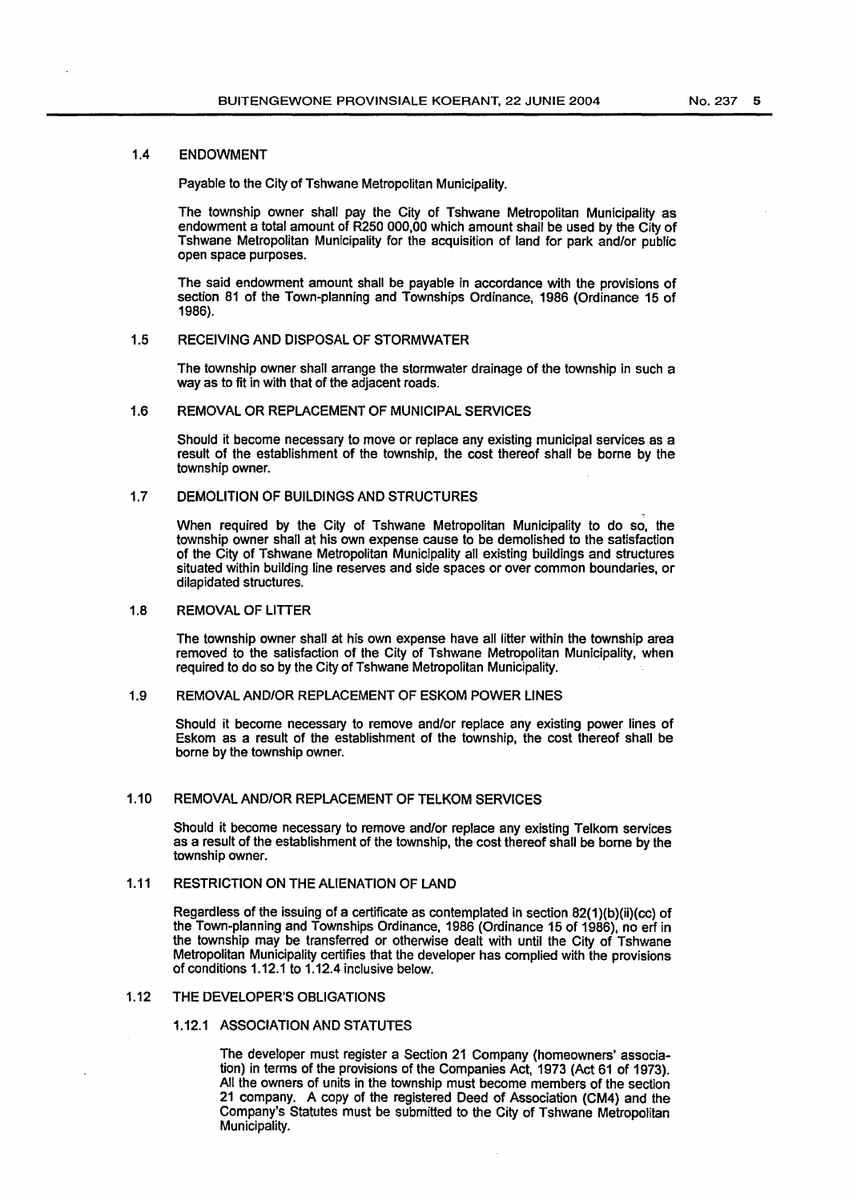### 1.4 ENDOWMENT

Payable to the City of Tshwane Metropolitan Municipality.

The township owner shall pay the City of Tshwane Metropolitan Municipality as endowment a total amount of R250 000,00 which amount shall be used by the City of Tshwane Metropolitan Municipality for the acquisition of land for park and/or public open space purposes.

The said endowment amount shall be payable in accordance with the provisions of section 81 of the Town-planning and Townships Ordinance, 1986 (Ordinance 15 of 1986).

### 1.5 RECEIVING AND DISPOSAL OF STORMWATER

The township owner shall arrange the stormwater drainage of the township in such a way as to fit in with that of the adjacent roads.

### 1.6 REMOVAL OR REPLACEMENT OF MUNICIPAL SERVICES

Should it become necessary to move or replace any existing municipal services as a result of the establishment of the township, the cost thereof shall be borne by the township owner.

### 1.7 DEMOLITION OF BUILDINGS AND STRUCTURES

When required by the City of Tshwane Metropolitan Municipality to do so, the township owner shall at his own expense cause to be demolished to the satisfaction of the City of Tshwane Metropolitan Municipality all existing buildings and structures situated within building line reserves and side spaces or over common boundaries, or dilapidated structures.

### 1.8 REMOVAL OF LITTER

The township owner shall at his own expense have all litter within the township area removed to the satisfaction of the City of Tshwane Metropolitan Municipality, when required to do so by the City of Tshwane Metropolitan Municipality.

### 1.9 REMOVAL AND/OR REPLACEMENT OF ESKOM POWER LINES

Should it become necessary to remove and/or replace any existing power lines of Eskom as a result of the establishment of the township, the cost thereof shall be borne by the township owner.

### 1.10 REMOVAL AND/OR REPLACEMENT OF TELKOM SERVICES

Should it become necessary to remove and/or replace any existing Telkom services as a result of the establishment of the township, the cost thereof shall be borne by the township owner.

### 1.11 RESTRICTION ON THE ALIENATION OF LAND

Regardless of the issuing of a certificate as contemplated in section 82(1)(b)(ii)(cc) of the Town-planning and Townships Ordinance, 1986 (Ordinance 15 of 1986), no erf in the township may be transferred or otherwise dealt with until the City of Tshwane Metropolitan Municipality certifies that the developer has complied with the provisions of conditions 1.12.1 to 1.12.4 inclusive below.

### 1.12 THE DEVELOPER'S OBLIGATIONS

#### 1.12.1 ASSOCIATION AND STATUTES

The developer must register a Section 21 Company (homeowners' association) in terms of the provisions of the Companies Act, 1973 (Act 61 of 1973). All the owners of units in the township must become members of the section 21 company. A copy of the registered Deed of Association (CM4) and the Company's Statutes must be submitted to the City of Tshwane Metropolitan Municipality.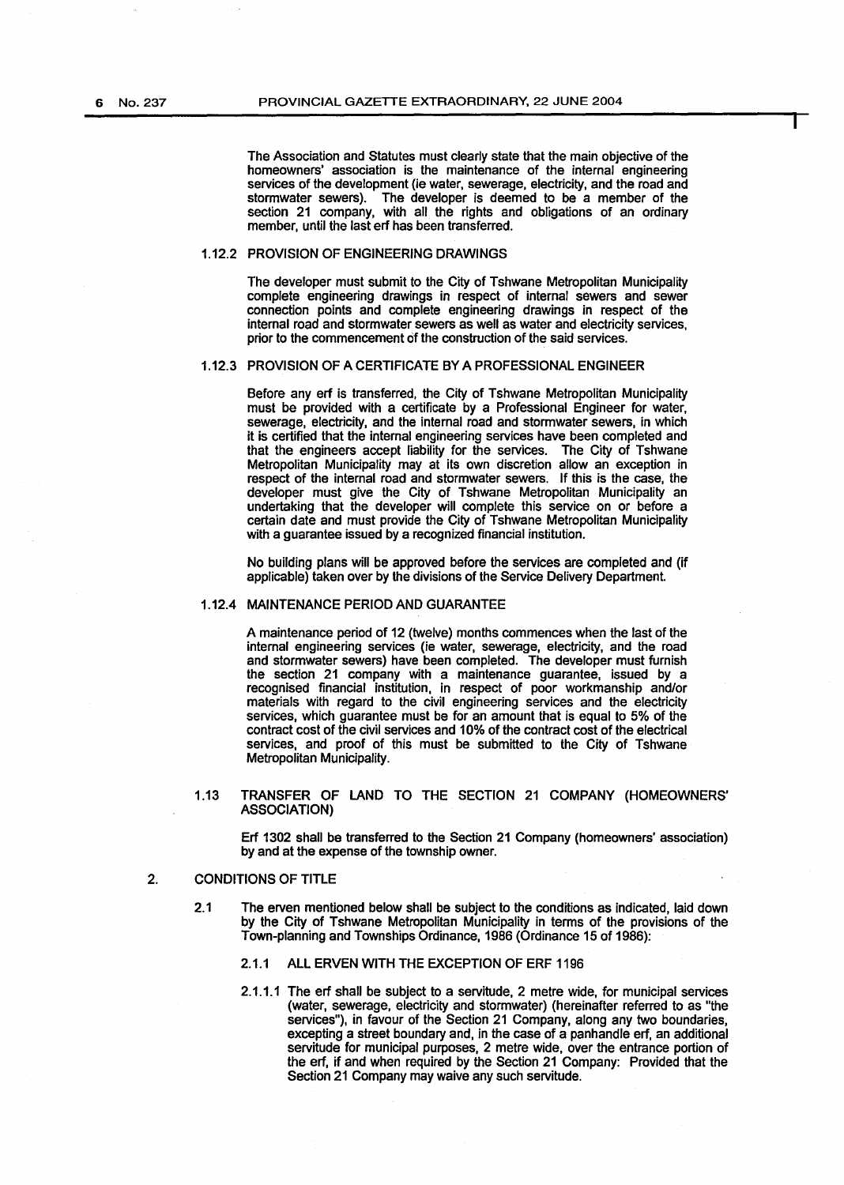The Association and Statutes must clearly state that the main objective of the homeowners' association is the maintenance of the internal engineering services of the development (ie water, sewerage, electricity, and the road and stormwater sewers). The developer is deemed to be a member of the section 21 company, with all the rights and obligations of an ordinary member, until the last erf has been transferred.

#### 1.12.2 PROVISION OF ENGINEERING DRAWINGS

The developer must submit to the City of Tshwane Metropolitan Municipality complete engineering drawings in respect of internal sewers and sewer connection points and complete engineering drawings in respect of the internal road and stormwater sewers as well as water and electricity services, prior to the commencement of the construction of the said services.

#### 1.12.3 PROVISION OF A CERTIFICATE BY A PROFESSIONAL ENGINEER

Before any erf is transferred, the City of Tshwane Metropolitan Municipality must be provided with a certificate by a Professional Engineer for water, sewerage, electricity, and the internal road and stormwater sewers, in which it is certified that the internal engineering services have been completed and that the engineers accept liability for the services. The City of Tshwane Metropolitan Municipality may at its own discretion allow an exception in respect of the internal road and stormwater sewers. If this is the case, the developer must give the City of Tshwane Metropolitan Municipality an undertaking that the developer will complete this service on or before a certain date and must provide the City of Tshwane Metropolitan Municipality with a guarantee issued by a recognized financial institution.

No building plans will be approved before the services are completed and (if applicable) taken over by the divisions of the Service Delivery Department.

#### 1.12.4 MAINTENANCE PERIOD AND GUARANTEE

A maintenance period of 12 (twelve) months commences when the last of the internal engineering services (ie water, sewerage, electricity, and the road and stormwater sewers) have been completed. The developer must furnish the section 21 company with a maintenance guarantee, issued by a recognised financial institution, in respect of poor workmanship and/or materials with regard to the civil engineering services and the electricity services, which guarantee must be for an amount that is equal to 5% of the contract cost of the civil services and 10% of the contract cost of the electrical services, and proof of this must be submitted to the City of Tshwane Metropolitan Municipality.

### 1.13 TRANSFER OF LAND TO THE SECTION 21 COMPANY (HOMEOWNERS' ASSOCIATION)

Erf 1302 shall be transferred to the Section 21 Company (homeowners' association) by and at the expense of the township owner.

## 2. CONDITIONS OF TITLE

2.1 The erven mentioned below shall be subject to the conditions as indicated, laid down by the City of Tshwane Metropolitan Municipality in terms of the provisions of the Town-planning and Townships Ordinance, 1986 (Ordinance 15 of 1986):

#### 2.1.1 ALL ERVEN WITH THE EXCEPTION OF ERF 1196

2.1.1.1 The erf shall be subject to a servitude, 2 metre wide, for municipal services (water, sewerage, electricity and stormwater) (hereinafter referred to as "the services"), in favour of the Section 21 Company, along any two boundaries, excepting a street boundary and, in the case of a panhandle erf, an additional servitude for municipal purposes, 2 metre wide, over the entrance portion of the erf, if and when required by the Section 21 Company: Provided that the Section 21 Company may waive any such servitude.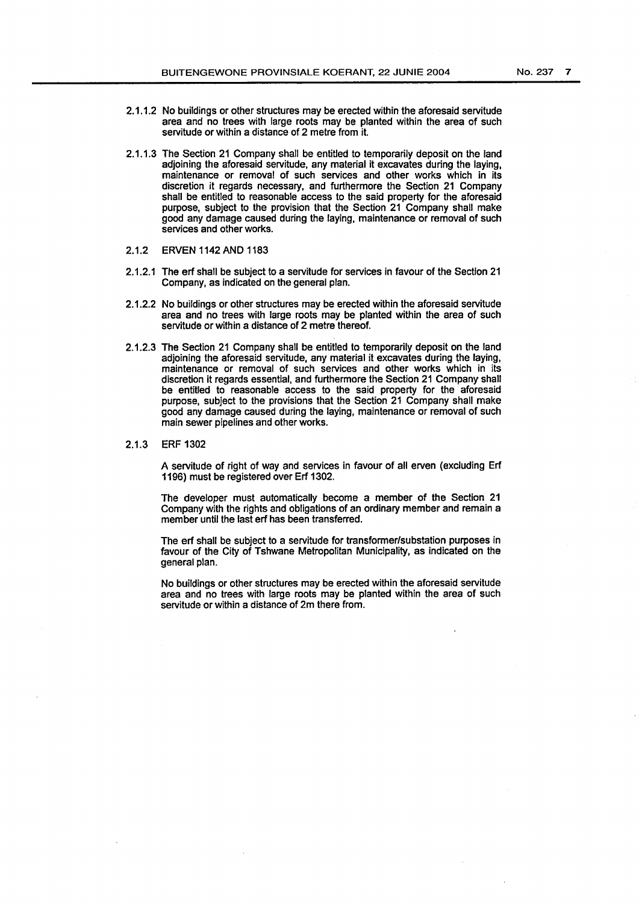2.1.1.2 No buildings or other structures may be erected within the aforesaid servitude area and no trees with large roots may be planted within the area of such servitude or within a distance of 2 metre from it.

2.1.1.3 The Section 21 Company shall be entitled to temporarily deposit on the land adjoining the aforesaid servitude, any material it excavates during the laying, maintenance or removal of such services and other works which in its discretion it regards necessary, and furthermore the Section 21 Company shall be entitled to reasonable access to the said property for the aforesaid purpose, subject to the provision that the Section 21 Company shall make good any damage caused during the laying, maintenance or removal of such services and other works.

2.1.2 ERVEN 1142 AND 1183

2.1.2.1 The erf shall be subject to a servitude for services in favour of the Section 21 Company, as indicated on the general plan.

2.1.2.2 No buildings or other structures may be erected within the aforesaid servitude area and no trees with large roots may be planted within the area of such servitude or within a distance of 2 metre thereof.

2.1.2.3 The Section 21 Company shall be entitled to temporarily deposit on the land adjoining the aforesaid servitude, any material it excavates during the laying, maintenance or removal of such services and other works which in its discretion it regards essential, and furthermore the Section 21 Company shall be entitled to reasonable access to the said property for the aforesaid purpose, subject to the provisions that the Section 21 Company shall make good any damage caused during the laying, maintenance or removal of such main sewer pipelines and other works.

2.1.3 ERF 1302

A servitude of right of way and services in favour of all erven (excluding Erf 1196) must be registered over Erf 1302.

The developer must automatically become a member of the Section 21 Company with the rights and obligations of an ordinary member and remain a member until the last erf has been transferred.

The erf shall be subject to a servitude for transformer/substation purposes in favour of the City of Tshwane Metropolitan Municipality, as indicated on the general plan.

No buildings or other structures may be erected within the aforesaid servitude area and no trees with large roots may be planted within the area of such servitude or within a distance of 2m there from.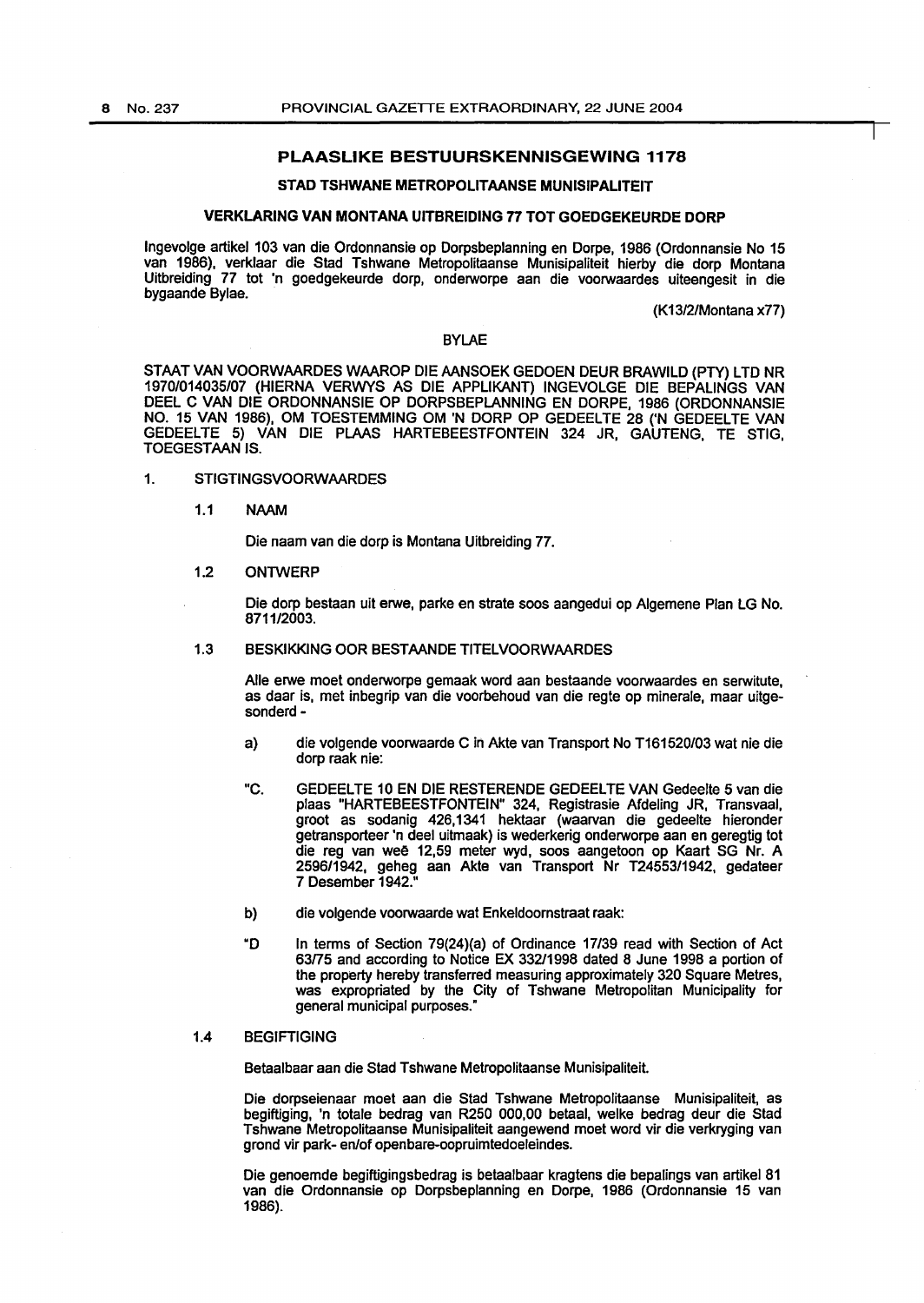## PLAASLIKE BESTUURSKENNISGEWING 1178

### STAD TSHWANE METROPOLITAANSE MUNISIPALITEIT

### VERKLARING VAN MONTANA UITBREIDING 77 TOT GOEDGEKEURDE DORP

Ingevolge artikel 103 van die Ordonnansie op Dorpsbeplanning en Dorpe, 1986 (Ordonnansie No 15 van 1986), verklaar die Stad Tshwane Metropolitaanse Munisipaliteit hierby die dorp Montana Uitbreiding 77 tot 'n goedgekeurde dorp, onderworpe aan die voorwaardes uiteengesit in die bygaande Bylae.

(K13/2/Montana x77)

BYLAE

STAAT VAN VOORWAARDES WAAROP DIE AANSOEK GEDOEN DEUR BRAWILD (PTY) LTD NR 1970/014035/07 (HIERNA VERWYS AS DIE APPLIKANT) INGEVOLGE DIE BEPALINGS VAN DEEL C VAN DIE ORDONNANSIE OP DORPSBEPLANNING EN DORPE, 1986 (ORDONNANSIE NO. 15 VAN 1986), OM TOESTEMMING OM 'N DORP OP GEDEELTE 28 ('N GEDEELTE VAN GEDEELTE 5) VAN DIE PLAAS HARTEBEESTFONTEIN 324 JR, GAUTENG, TE STIG, TOEGESTAAN IS.

1. STIGTINGSVOORWAARDES

   1.1 NAAM

   Die naam van die dorp is Montana Uitbreiding 77.

   1.2 ONTWERP

   Die dorp bestaan uit erwe, parke en strate soos aangedui op Algemene Plan LG No. 8711/2003.

   1.3 BESKIKKING OOR BESTAANDE TITELVOORWAARDES

   Alle erwe moet onderworpe gemaak word aan bestaande voorwaardes en serwitute, as daar is, met inbegrip van die voorbehoud van die regte op minerale, maar uitgesonderd -

   a) die volgende voorwaarde C in Akte van Transport No T161520/03 wat nie die dorp raak nie:

   "C. GEDEELTE 10 EN DIE RESTERENDE GEDEELTE VAN Gedeelte 5 van die plaas "HARTEBEESTFONTEIN" 324, Registrasie Afdeling JR, Transvaal, groot as sodanig 426,1341 hektaar (waarvan die gedeelte hieronder getransporteer 'n deel uitmaak) is wederkerig onderworpe aan en geregtig tot die reg van weë 12,59 meter wyd, soos aangetoon op Kaart SG Nr. A 2596/1942, geheg aan Akte van Transport Nr T24553/1942, gedateer 7 Desember 1942."

   b) die volgende voorwaarde wat Enkeldoornstraat raak:

   "D In terms of Section 79(24)(a) of Ordinance 17/39 read with Section of Act 63/75 and according to Notice EX 332/1998 dated 8 June 1998 a portion of the property hereby transferred measuring approximately 320 Square Metres, was expropriated by the City of Tshwane Metropolitan Municipality for general municipal purposes."

   1.4 BEGIFTIGING

   Betaalbaar aan die Stad Tshwane Metropolitaanse Munisipaliteit.

   Die dorpseienaar moet aan die Stad Tshwane Metropolitaanse Munisipaliteit, as begiftiging, 'n totale bedrag van R250 000,00 betaal, welke bedrag deur die Stad Tshwane Metropolitaanse Munisipaliteit aangewend moet word vir die verkryging van grond vir park- en/of openbare-oopruimtedoeleindes.

   Die genoemde begiftigingsbedrag is betaalbaar kragtens die bepalings van artikel 81 van die Ordonnansie op Dorpsbeplanning en Dorpe, 1986 (Ordonnansie 15 van 1986).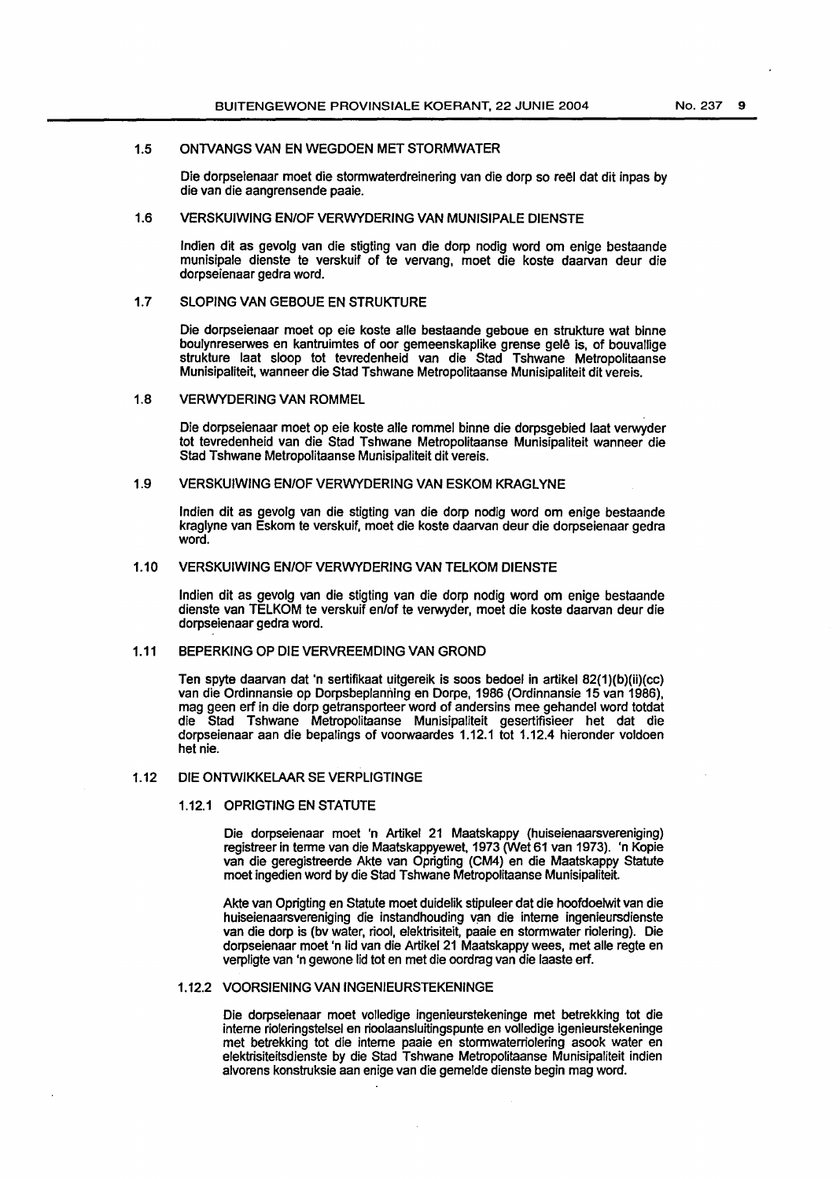### 1.5 ONTVANGS VAN EN WEGDOEN MET STORMWATER

Die dorpseienaar moet die stormwaterdreinering van die dorp so reël dat dit inpas by die van die aangrensende paaie.

### 1.6 VERSKUIWING EN/OF VERWYDERING VAN MUNISIPALE DIENSTE

Indien dit as gevolg van die stigting van die dorp nodig word om enige bestaande munisipale dienste te verskuif of te vervang, moet die koste daarvan deur die dorpseienaar gedra word.

### 1.7 SLOPING VAN GEBOUE EN STRUKTURE

Die dorpseienaar moet op eie koste alle bestaande geboue en strukture wat binne boulynreserwes en kantruimtes of oor gemeenskaplike grense gelê is, of bouvallige strukture laat sloop tot tevredenheid van die Stad Tshwane Metropolitaanse Munisipaliteit, wanneer die Stad Tshwane Metropolitaanse Munisipaliteit dit vereis.

### 1.8 VERWYDERING VAN ROMMEL

Die dorpseienaar moet op eie koste alle rommel binne die dorpsgebied laat verwyder tot tevredenheid van die Stad Tshwane Metropolitaanse Munisipaliteit wanneer die Stad Tshwane Metropolitaanse Munisipaliteit dit vereis.

### 1.9 VERSKUIWING EN/OF VERWYDERING VAN ESKOM KRAGLYNE

Indien dit as gevolg van die stigting van die dorp nodig word om enige bestaande kraglyne van Eskom te verskuif, moet die koste daarvan deur die dorpseienaar gedra word.

### 1.10 VERSKUIWING EN/OF VERWYDERING VAN TELKOM DIENSTE

Indien dit as gevolg van die stigting van die dorp nodig word om enige bestaande dienste van TELKOM te verskuif en/of te verwyder, moet die koste daarvan deur die dorpseienaar gedra word.

### 1.11 BEPERKING OP DIE VERVREEMDING VAN GROND

Ten spyte daarvan dat 'n sertifikaat uitgereik is soos bedoel in artikel 82(1)(b)(ii)(cc) van die Ordinnansie op Dorpsbeplanning en Dorpe, 1986 (Ordinnansie 15 van 1986), mag geen erf in die dorp getransporteer word of andersins mee gehandel word totdat die Stad Tshwane Metropolitaanse Munisipaliteit gesertifisieer het dat die dorpseienaar aan die bepalings of voorwaardes 1.12.1 tot 1.12.4 hieronder voldoen het nie.

### 1.12 DIE ONTWIKKELAAR SE VERPLIGTINGE

#### 1.12.1 OPRIGTING EN STATUTE

Die dorpseienaar moet 'n Artikel 21 Maatskappy (huiseienaarsvereniging) registreer in terme van die Maatskappyewet, 1973 (Wet 61 van 1973). 'n Kopie van die geregistreerde Akte van Oprigting (CM4) en die Maatskappy Statute moet ingedien word by die Stad Tshwane Metropolitaanse Munisipaliteit.

Akte van Oprigting en Statute moet duidelik stipuleer dat die hoofdoelwit van die huiseienaarsvereniging die instandhouding van die interne ingenieursdienste van die dorp is (bv water, riool, elektrisiteit, paaie en stormwater riolering). Die dorpseienaar moet 'n lid van die Artikel 21 Maatskappy wees, met alle regte en verpligte van 'n gewone lid tot en met die oordrag van die laaste erf.

#### 1.12.2 VOORSIENING VAN INGENIEURSTEKENINGE

Die dorpseienaar moet volledige ingenieurstekeninge met betrekking tot die interne rioleringstelsel en rioolaansluitingspunte en volledige igenieurstekeninge met betrekking tot die interne paaie en stormwaterriolering asook water en elektrisiteitsdienste by die Stad Tshwane Metropolitaanse Munisipaliteit indien alvorens konstruksie aan enige van die gemelde dienste begin mag word.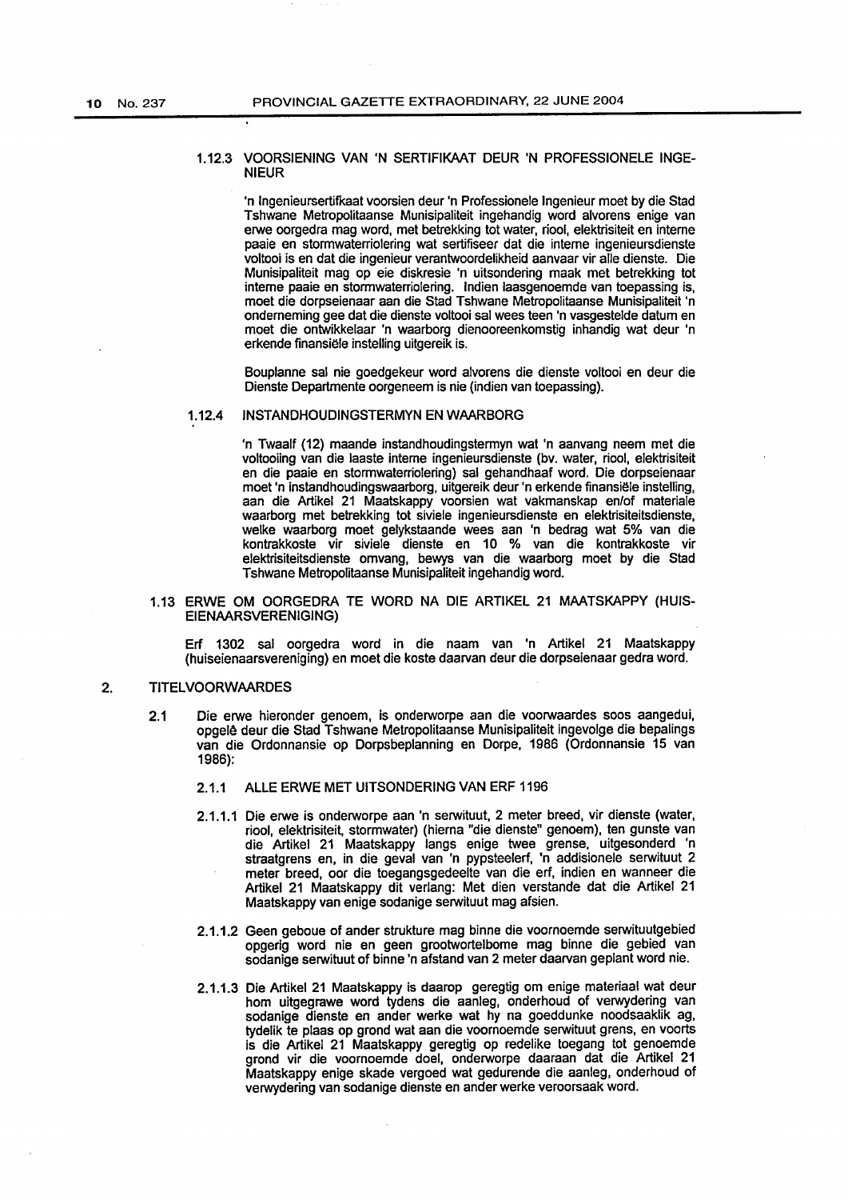#### 1.12.3 VOORSIENING VAN 'N SERTIFIKAAT DEUR 'N PROFESSIONELE INGENIEUR

'n Ingenieursertifkaat voorsien deur 'n Professionele Ingenieur moet by die Stad Tshwane Metropolitaanse Munisipaliteit ingehandig word alvorens enige van erwe oorgedra mag word, met betrekking tot water, riool, elektrisiteit en interne paaie en stormwaterriolering wat sertifiseer dat die interne ingenieursdienste voltooi is en dat die ingenieur verantwoordelikheid aanvaar vir alle dienste. Die Munisipaliteit mag op eie diskresie 'n uitsondering maak met betrekking tot interne paaie en stormwaterriolering. Indien laasgenoemde van toepassing is, moet die dorpseienaar aan die Stad Tshwane Metropolitaanse Munisipaliteit 'n onderneming gee dat die dienste voltooi sal wees teen 'n vasgestelde datum en moet die ontwikkelaar 'n waarborg dienooreenkomstig inhandig wat deur 'n erkende finansiële instelling uitgereik is.

Bouplanne sal nie goedgekeur word alvorens die dienste voltooi en deur die Dienste Departmente oorgeneem is nie (indien van toepassing).

#### 1.12.4 INSTANDHOUDINGSTERMYN EN WAARBORG

'n Twaalf (12) maande instandhoudingstermyn wat 'n aanvang neem met die voltooiing van die laaste interne ingenieursdienste (bv. water, riool, elektrisiteit en die paaie en stormwaterriolering) sal gehandhaaf word. Die dorpseienaar moet 'n instandhoudingswaarborg, uitgereik deur 'n erkende finansiële instelling, aan die Artikel 21 Maatskappy voorsien wat vakmanskap en/of materiale waarborg met betrekking tot siviele ingenieursdienste en elektrisiteitsdienste, welke waarborg moet gelykstaande wees aan 'n bedrag wat 5% van die kontrakkoste vir siviele dienste en 10 % van die kontrakkoste vir elektrisiteitsdienste omvang, bewys van die waarborg moet by die Stad Tshwane Metropolitaanse Munisipaliteit ingehandig word.

### 1.13 ERWE OM OORGEDRA TE WORD NA DIE ARTIKEL 21 MAATSKAPPY (HUISEIENAARSVERENIGING)

Erf 1302 sal oorgedra word in die naam van 'n Artikel 21 Maatskappy (huiseienaarsvereniging) en moet die koste daarvan deur die dorpseienaar gedra word.

## 2. TITELVOORWAARDES

2.1 Die erwe hieronder genoem, is onderworpe aan die voorwaardes soos aangedui, opgelê deur die Stad Tshwane Metropolitaanse Munisipaliteit ingevolge die bepalings van die Ordonnansie op Dorpsbeplanning en Dorpe, 1986 (Ordonnansie 15 van 1986):

#### 2.1.1 ALLE ERWE MET UITSONDERING VAN ERF 1196

2.1.1.1 Die erwe is onderworpe aan 'n serwituut, 2 meter breed, vir dienste (water, riool, elektrisiteit, stormwater) (hierna "die dienste" genoem), ten gunste van die Artikel 21 Maatskappy langs enige twee grense, uitgesonderd 'n straatgrens en, in die geval van 'n pypsteelerf, 'n addisionele serwituut 2 meter breed, oor die toegangsgedeelte van die erf, indien en wanneer die Artikel 21 Maatskappy dit verlang: Met dien verstande dat die Artikel 21 Maatskappy van enige sodanige serwituut mag afsien.

2.1.1.2 Geen geboue of ander strukture mag binne die voornoemde serwituutgebied opgerig word nie en geen grootwortelbome mag binne die gebied van sodanige serwituut of binne 'n afstand van 2 meter daarvan geplant word nie.

2.1.1.3 Die Artikel 21 Maatskappy is daarop geregtig om enige materiaal wat deur hom uitgegrawe word tydens die aanleg, onderhoud of verwydering van sodanige dienste en ander werke wat hy na goeddunke noodsaaklik ag, tydelik te plaas op grond wat aan die voornoemde serwituut grens, en voorts is die Artikel 21 Maatskappy geregtig op redelike toegang tot genoemde grond vir die voornoemde doel, onderworpe daaraan dat die Artikel 21 Maatskappy enige skade vergoed wat gedurende die aanleg, onderhoud of verwydering van sodanige dienste en ander werke veroorsaak word.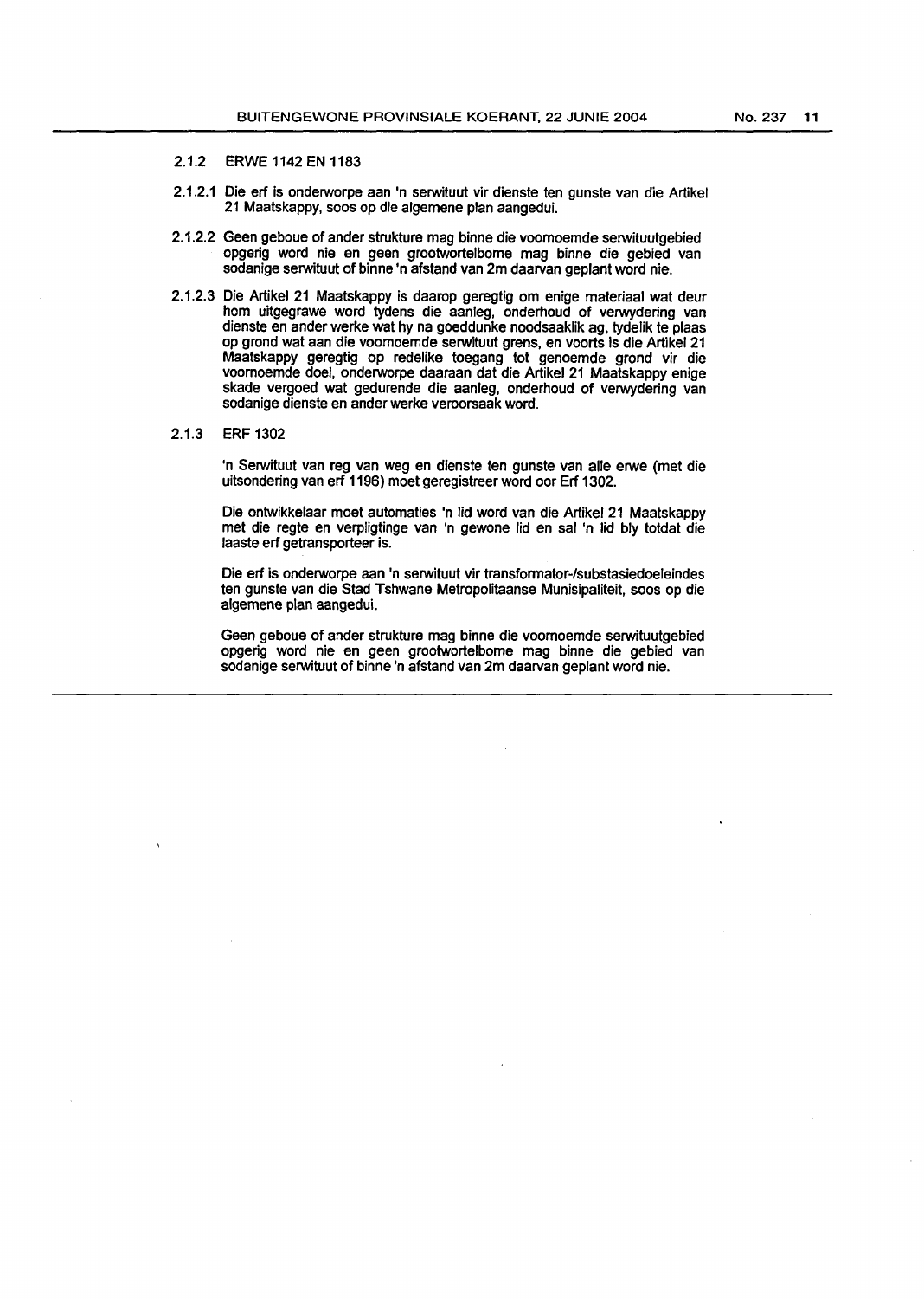2.1.2 ERWE 1142 EN 1183

2.1.2.1 Die erf is onderworpe aan 'n serwituut vir dienste ten gunste van die Artikel 21 Maatskappy, soos op die algemene plan aangedui.

2.1.2.2 Geen geboue of ander strukture mag binne die voornoemde serwituutgebied opgerig word nie en geen grootwortelbome mag binne die gebied van sodanige serwituut of binne 'n afstand van 2m daarvan geplant word nie.

2.1.2.3 Die Artikel 21 Maatskappy is daarop geregtig om enige materiaal wat deur hom uitgegrawe word tydens die aanleg, onderhoud of verwydering van dienste en ander werke wat hy na goeddunke noodsaaklik ag, tydelik te plaas op grond wat aan die voornoemde serwituut grens, en voorts is die Artikel 21 Maatskappy geregtig op redelike toegang tot genoemde grond vir die voornoemde doel, onderworpe daaraan dat die Artikel 21 Maatskappy enige skade vergoed wat gedurende die aanleg, onderhoud of verwydering van sodanige dienste en ander werke veroorsaak word.

2.1.3 ERF 1302

'n Serwituut van reg van weg en dienste ten gunste van alle erwe (met die uitsondering van erf 1196) moet geregistreer word oor Erf 1302.

Die ontwikkelaar moet automaties 'n lid word van die Artikel 21 Maatskappy met die regte en verpligtinge van 'n gewone lid en sal 'n lid bly totdat die laaste erf getransporteer is.

Die erf is onderworpe aan 'n serwituut vir transformator-/substasiedoeleindes ten gunste van die Stad Tshwane Metropolitaanse Munisipaliteit, soos op die algemene plan aangedui.

Geen geboue of ander strukture mag binne die voornoemde serwituutgebied opgerig word nie en geen grootwortelbome mag binne die gebied van sodanige serwituut of binne 'n afstand van 2m daarvan geplant word nie.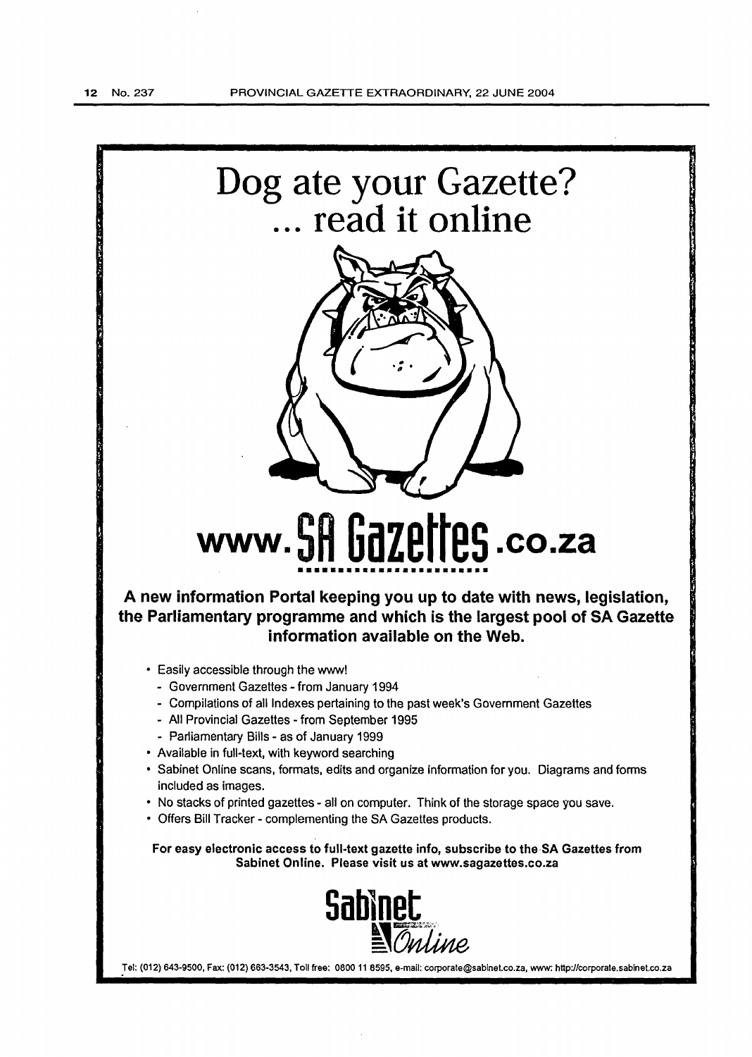# Dog ate your Gazette?
# ... read it online

## www.SA Gazettes.co.za

**A new information Portal keeping you up to date with news, legislation, the Parliamentary programme and which is the largest pool of SA Gazette information available on the Web.**

- Easily accessible through the www!
  - Government Gazettes - from January 1994
  - Compilations of all Indexes pertaining to the past week's Government Gazettes
  - All Provincial Gazettes - from September 1995
  - Parliamentary Bills - as of January 1999
- Available in full-text, with keyword searching
- Sabinet Online scans, formats, edits and organize information for you. Diagrams and forms included as images.
- No stacks of printed gazettes - all on computer. Think of the storage space you save.
- Offers Bill Tracker - complementing the SA Gazettes products.

**For easy electronic access to full-text gazette info, subscribe to the SA Gazettes from Sabinet Online. Please visit us at www.sagazettes.co.za**

Sabinet Online

Tel: (012) 643-9500, Fax: (012) 663-3543, Toll free: 0800 11 8595, e-mail: corporate@sabinet.co.za, www: http://corporate.sabinet.co.za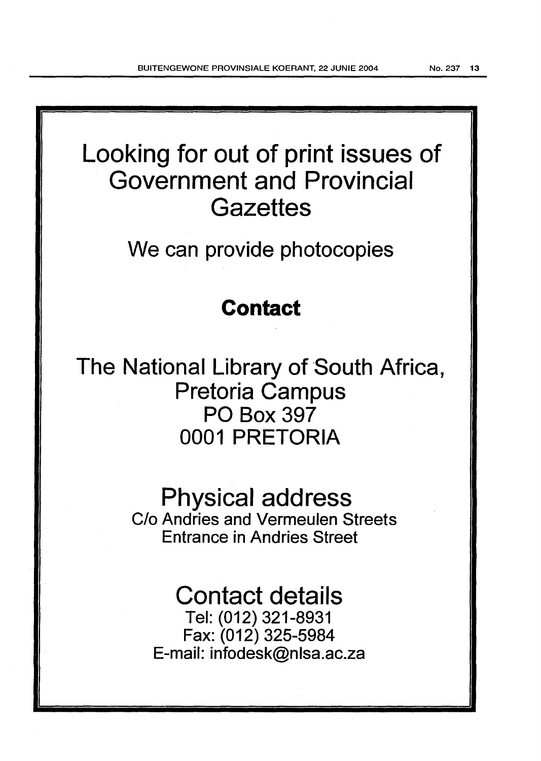# Looking for out of print issues of Government and Provincial Gazettes

We can provide photocopies

**Contact**

The National Library of South Africa,
Pretoria Campus
PO Box 397
0001 PRETORIA

## Physical address

C/o Andries and Vermeulen Streets
Entrance in Andries Street

## Contact details

Tel: (012) 321-8931
Fax: (012) 325-5984
E-mail: infodesk@nlsa.ac.za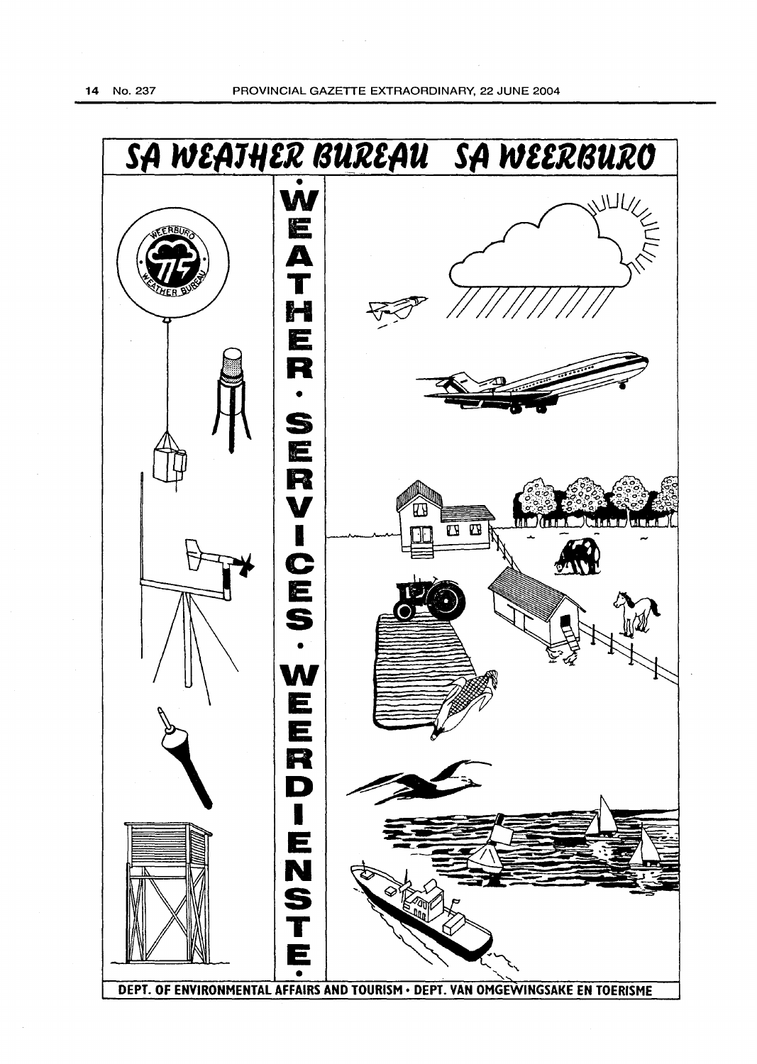# SA WEATHER BUREAU SA WEERBURO

WEATHER • SERVICES • WEERDIENSTE

DEPT. OF ENVIRONMENTAL AFFAIRS AND TOURISM • DEPT. VAN OMGEWINGSAKE EN TOERISME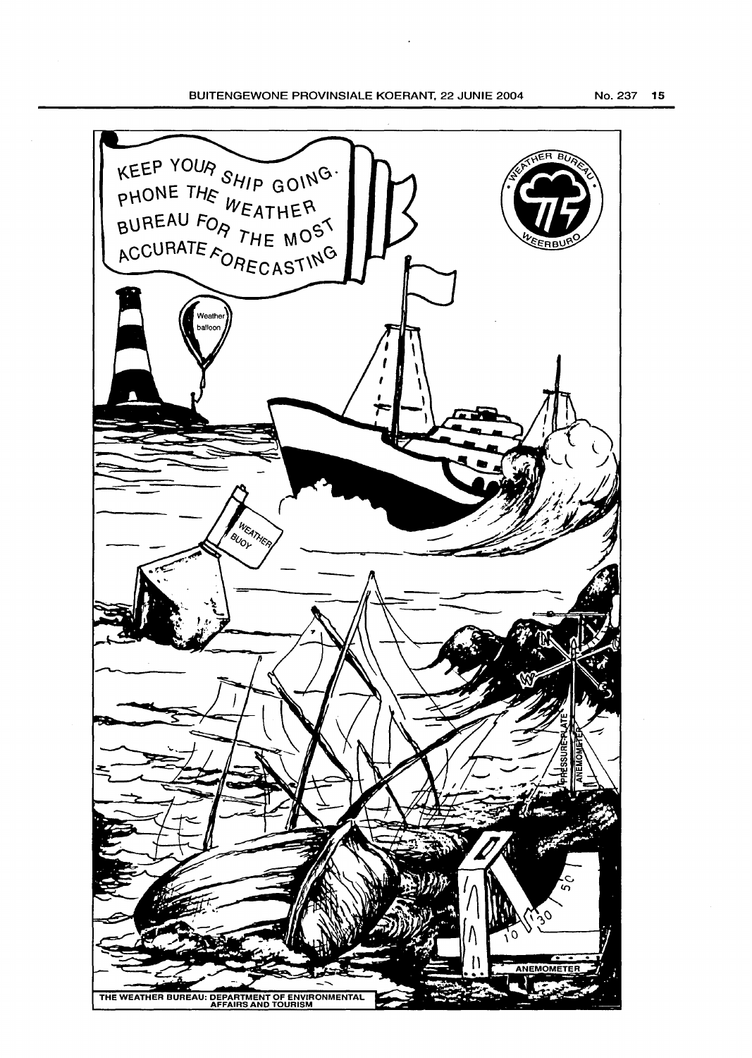KEEP YOUR SHIP GOING. PHONE THE WEATHER BUREAU FOR THE MOST ACCURATE FORECASTING

WEATHER BUREAU · WEERBURO

Weather balloon

WEATHER BUOY

PRESSURE PLATE

ANEMOMETER

ANEMOMETER

THE WEATHER BUREAU: DEPARTMENT OF ENVIRONMENTAL AFFAIRS AND TOURISM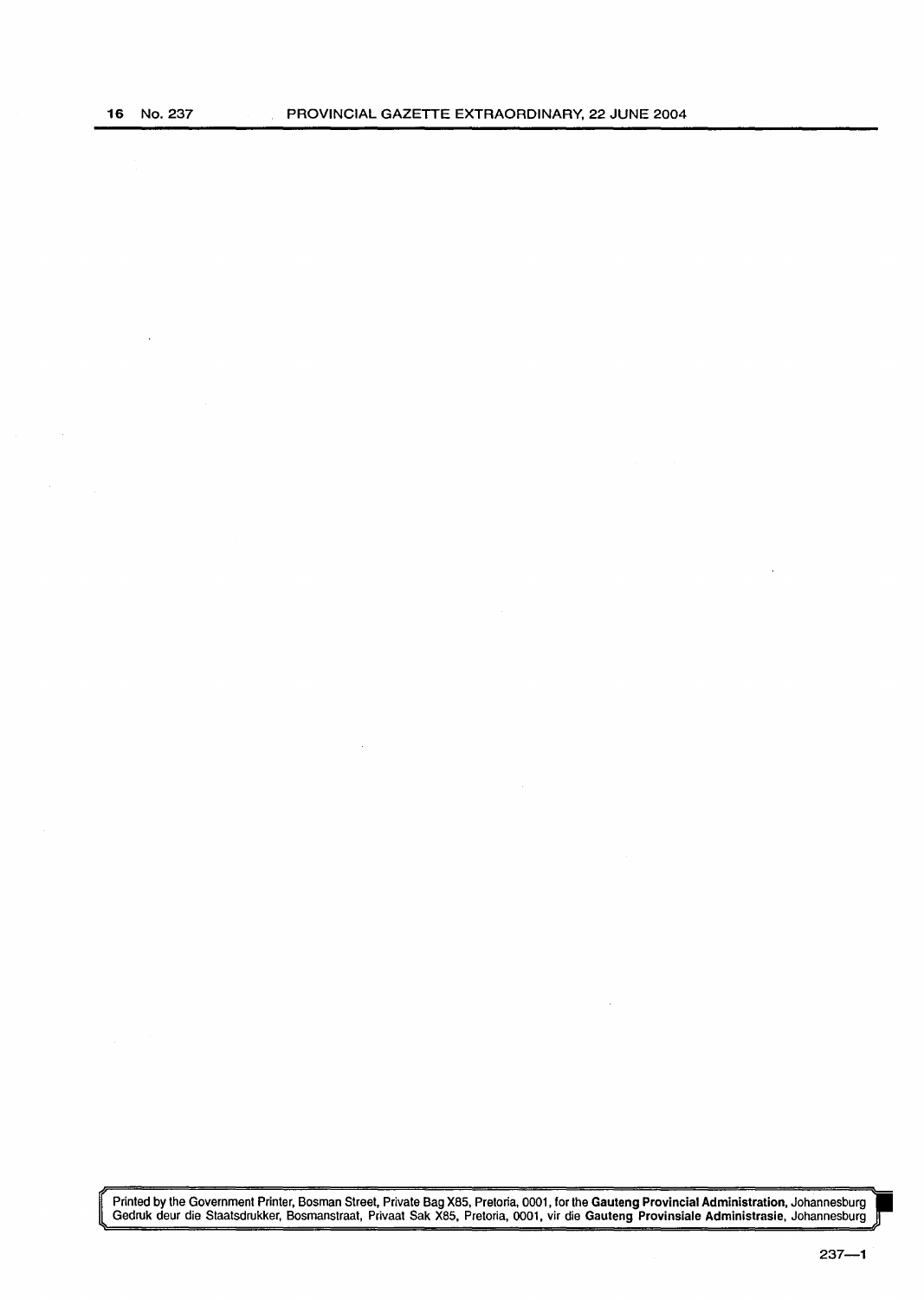Printed by the Government Printer, Bosman Street, Private Bag X85, Pretoria, 0001, for the **Gauteng Provincial Administration**, Johannesburg
Gedruk deur die Staatsdrukker, Bosmanstraat, Privaat Sak X85, Pretoria, 0001, vir die **Gauteng Provinsiale Administrasie**, Johannesburg

237—1